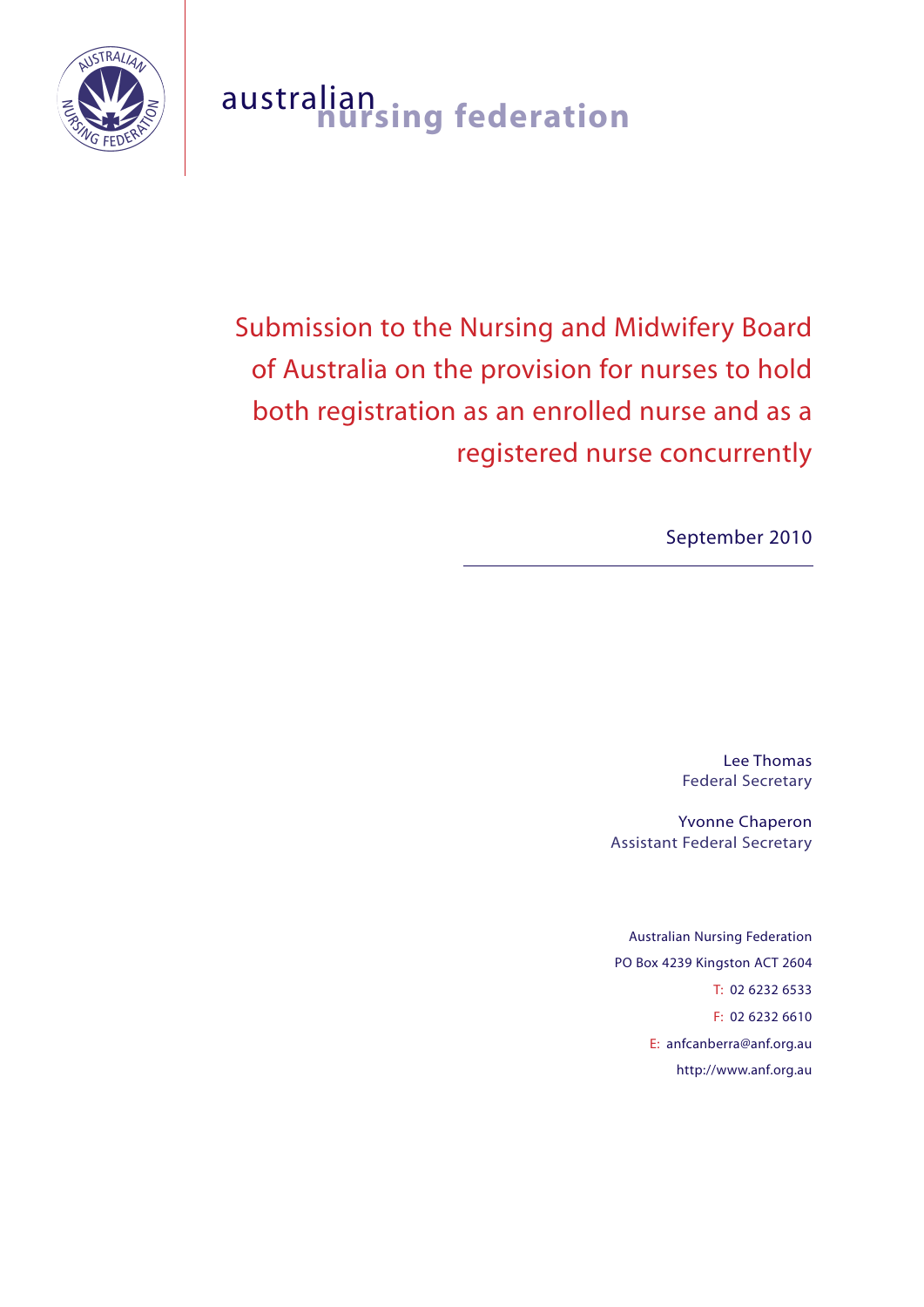australian nursing federation

# Submission to the Nursing and Midwifery Board of Australia on the provision for nurses to hold both registration as an enrolled nurse and as a registered nurse concurrently

September 2010

Lee Thomas
Federal Secretary

Yvonne Chaperon
Assistant Federal Secretary

Australian Nursing Federation
PO Box 4239 Kingston ACT 2604
T: 02 6232 6533
F: 02 6232 6610
E: anfcanberra@anf.org.au
http://www.anf.org.au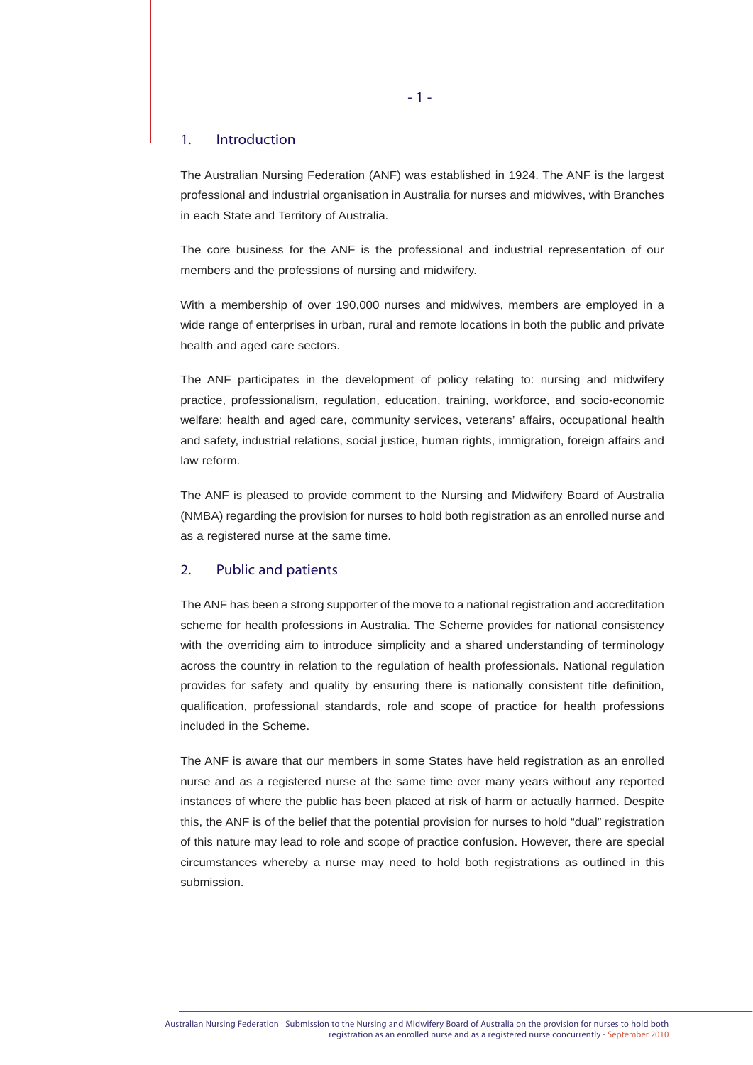## 1. Introduction

The Australian Nursing Federation (ANF) was established in 1924. The ANF is the largest professional and industrial organisation in Australia for nurses and midwives, with Branches in each State and Territory of Australia.

The core business for the ANF is the professional and industrial representation of our members and the professions of nursing and midwifery.

With a membership of over 190,000 nurses and midwives, members are employed in a wide range of enterprises in urban, rural and remote locations in both the public and private health and aged care sectors.

The ANF participates in the development of policy relating to: nursing and midwifery practice, professionalism, regulation, education, training, workforce, and socio-economic welfare; health and aged care, community services, veterans' affairs, occupational health and safety, industrial relations, social justice, human rights, immigration, foreign affairs and law reform.

The ANF is pleased to provide comment to the Nursing and Midwifery Board of Australia (NMBA) regarding the provision for nurses to hold both registration as an enrolled nurse and as a registered nurse at the same time.

## 2. Public and patients

The ANF has been a strong supporter of the move to a national registration and accreditation scheme for health professions in Australia. The Scheme provides for national consistency with the overriding aim to introduce simplicity and a shared understanding of terminology across the country in relation to the regulation of health professionals. National regulation provides for safety and quality by ensuring there is nationally consistent title definition, qualification, professional standards, role and scope of practice for health professions included in the Scheme.

The ANF is aware that our members in some States have held registration as an enrolled nurse and as a registered nurse at the same time over many years without any reported instances of where the public has been placed at risk of harm or actually harmed. Despite this, the ANF is of the belief that the potential provision for nurses to hold "dual" registration of this nature may lead to role and scope of practice confusion. However, there are special circumstances whereby a nurse may need to hold both registrations as outlined in this submission.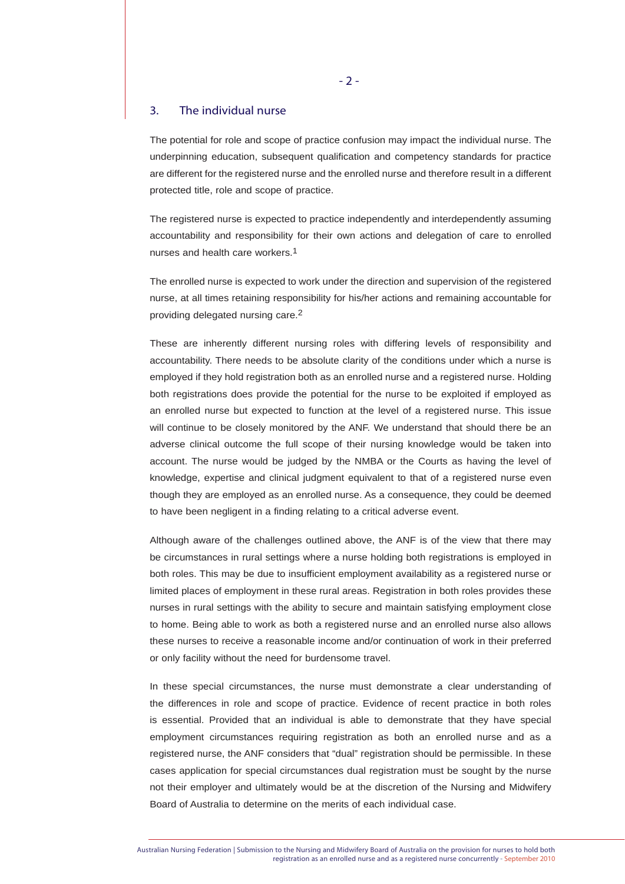## 3. The individual nurse

The potential for role and scope of practice confusion may impact the individual nurse. The underpinning education, subsequent qualification and competency standards for practice are different for the registered nurse and the enrolled nurse and therefore result in a different protected title, role and scope of practice.

The registered nurse is expected to practice independently and interdependently assuming accountability and responsibility for their own actions and delegation of care to enrolled nurses and health care workers.[1]

The enrolled nurse is expected to work under the direction and supervision of the registered nurse, at all times retaining responsibility for his/her actions and remaining accountable for providing delegated nursing care.[2]

These are inherently different nursing roles with differing levels of responsibility and accountability. There needs to be absolute clarity of the conditions under which a nurse is employed if they hold registration both as an enrolled nurse and a registered nurse. Holding both registrations does provide the potential for the nurse to be exploited if employed as an enrolled nurse but expected to function at the level of a registered nurse. This issue will continue to be closely monitored by the ANF. We understand that should there be an adverse clinical outcome the full scope of their nursing knowledge would be taken into account. The nurse would be judged by the NMBA or the Courts as having the level of knowledge, expertise and clinical judgment equivalent to that of a registered nurse even though they are employed as an enrolled nurse. As a consequence, they could be deemed to have been negligent in a finding relating to a critical adverse event.

Although aware of the challenges outlined above, the ANF is of the view that there may be circumstances in rural settings where a nurse holding both registrations is employed in both roles. This may be due to insufficient employment availability as a registered nurse or limited places of employment in these rural areas. Registration in both roles provides these nurses in rural settings with the ability to secure and maintain satisfying employment close to home. Being able to work as both a registered nurse and an enrolled nurse also allows these nurses to receive a reasonable income and/or continuation of work in their preferred or only facility without the need for burdensome travel.

In these special circumstances, the nurse must demonstrate a clear understanding of the differences in role and scope of practice. Evidence of recent practice in both roles is essential. Provided that an individual is able to demonstrate that they have special employment circumstances requiring registration as both an enrolled nurse and as a registered nurse, the ANF considers that "dual" registration should be permissible. In these cases application for special circumstances dual registration must be sought by the nurse not their employer and ultimately would be at the discretion of the Nursing and Midwifery Board of Australia to determine on the merits of each individual case.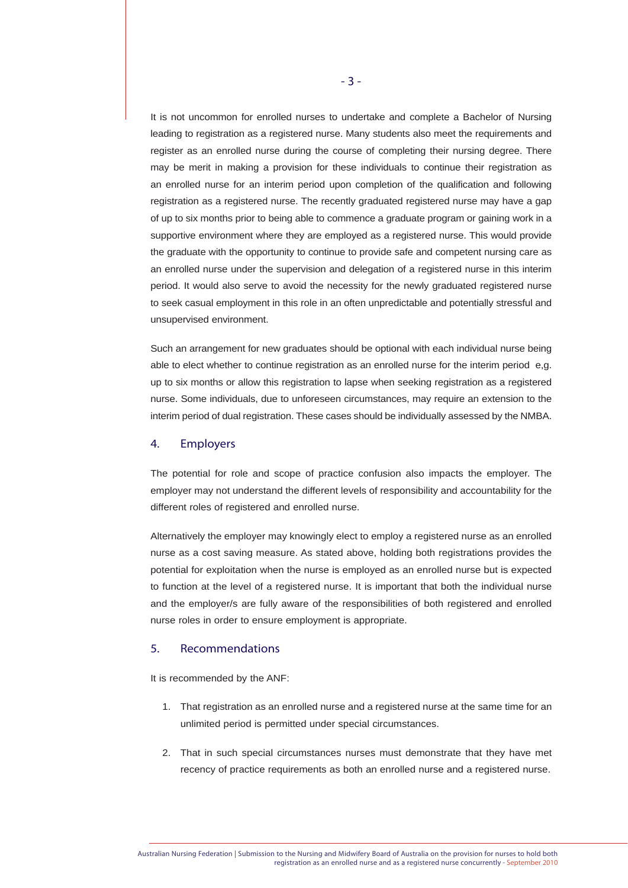It is not uncommon for enrolled nurses to undertake and complete a Bachelor of Nursing leading to registration as a registered nurse. Many students also meet the requirements and register as an enrolled nurse during the course of completing their nursing degree. There may be merit in making a provision for these individuals to continue their registration as an enrolled nurse for an interim period upon completion of the qualification and following registration as a registered nurse. The recently graduated registered nurse may have a gap of up to six months prior to being able to commence a graduate program or gaining work in a supportive environment where they are employed as a registered nurse. This would provide the graduate with the opportunity to continue to provide safe and competent nursing care as an enrolled nurse under the supervision and delegation of a registered nurse in this interim period. It would also serve to avoid the necessity for the newly graduated registered nurse to seek casual employment in this role in an often unpredictable and potentially stressful and unsupervised environment.

Such an arrangement for new graduates should be optional with each individual nurse being able to elect whether to continue registration as an enrolled nurse for the interim period e,g. up to six months or allow this registration to lapse when seeking registration as a registered nurse. Some individuals, due to unforeseen circumstances, may require an extension to the interim period of dual registration. These cases should be individually assessed by the NMBA.

## 4. Employers

The potential for role and scope of practice confusion also impacts the employer. The employer may not understand the different levels of responsibility and accountability for the different roles of registered and enrolled nurse.

Alternatively the employer may knowingly elect to employ a registered nurse as an enrolled nurse as a cost saving measure. As stated above, holding both registrations provides the potential for exploitation when the nurse is employed as an enrolled nurse but is expected to function at the level of a registered nurse. It is important that both the individual nurse and the employer/s are fully aware of the responsibilities of both registered and enrolled nurse roles in order to ensure employment is appropriate.

## 5. Recommendations

It is recommended by the ANF:

1. That registration as an enrolled nurse and a registered nurse at the same time for an unlimited period is permitted under special circumstances.

2. That in such special circumstances nurses must demonstrate that they have met recency of practice requirements as both an enrolled nurse and a registered nurse.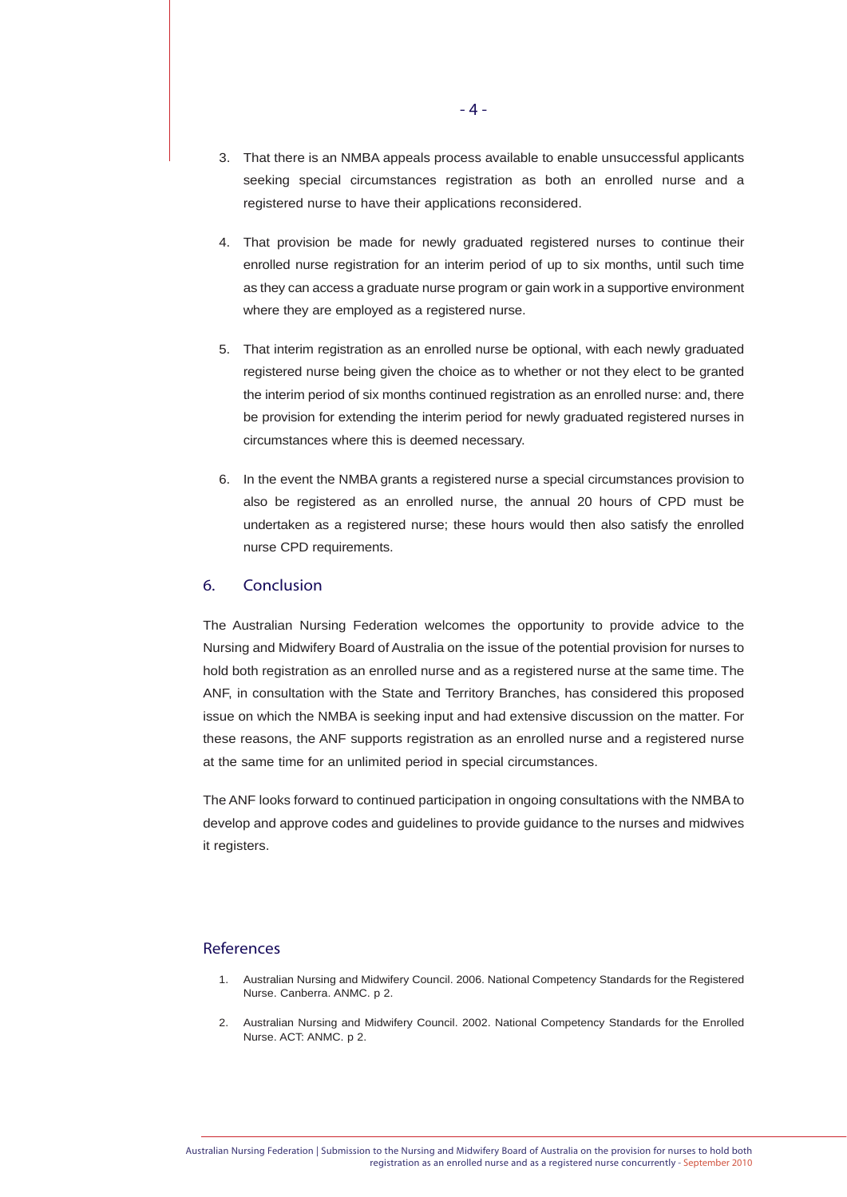3. That there is an NMBA appeals process available to enable unsuccessful applicants seeking special circumstances registration as both an enrolled nurse and a registered nurse to have their applications reconsidered.

4. That provision be made for newly graduated registered nurses to continue their enrolled nurse registration for an interim period of up to six months, until such time as they can access a graduate nurse program or gain work in a supportive environment where they are employed as a registered nurse.

5. That interim registration as an enrolled nurse be optional, with each newly graduated registered nurse being given the choice as to whether or not they elect to be granted the interim period of six months continued registration as an enrolled nurse: and, there be provision for extending the interim period for newly graduated registered nurses in circumstances where this is deemed necessary.

6. In the event the NMBA grants a registered nurse a special circumstances provision to also be registered as an enrolled nurse, the annual 20 hours of CPD must be undertaken as a registered nurse; these hours would then also satisfy the enrolled nurse CPD requirements.

## 6. Conclusion

The Australian Nursing Federation welcomes the opportunity to provide advice to the Nursing and Midwifery Board of Australia on the issue of the potential provision for nurses to hold both registration as an enrolled nurse and as a registered nurse at the same time. The ANF, in consultation with the State and Territory Branches, has considered this proposed issue on which the NMBA is seeking input and had extensive discussion on the matter. For these reasons, the ANF supports registration as an enrolled nurse and a registered nurse at the same time for an unlimited period in special circumstances.

The ANF looks forward to continued participation in ongoing consultations with the NMBA to develop and approve codes and guidelines to provide guidance to the nurses and midwives it registers.

## References

1. Australian Nursing and Midwifery Council. 2006. National Competency Standards for the Registered Nurse. Canberra. ANMC. p 2.

2. Australian Nursing and Midwifery Council. 2002. National Competency Standards for the Enrolled Nurse. ACT: ANMC. p 2.